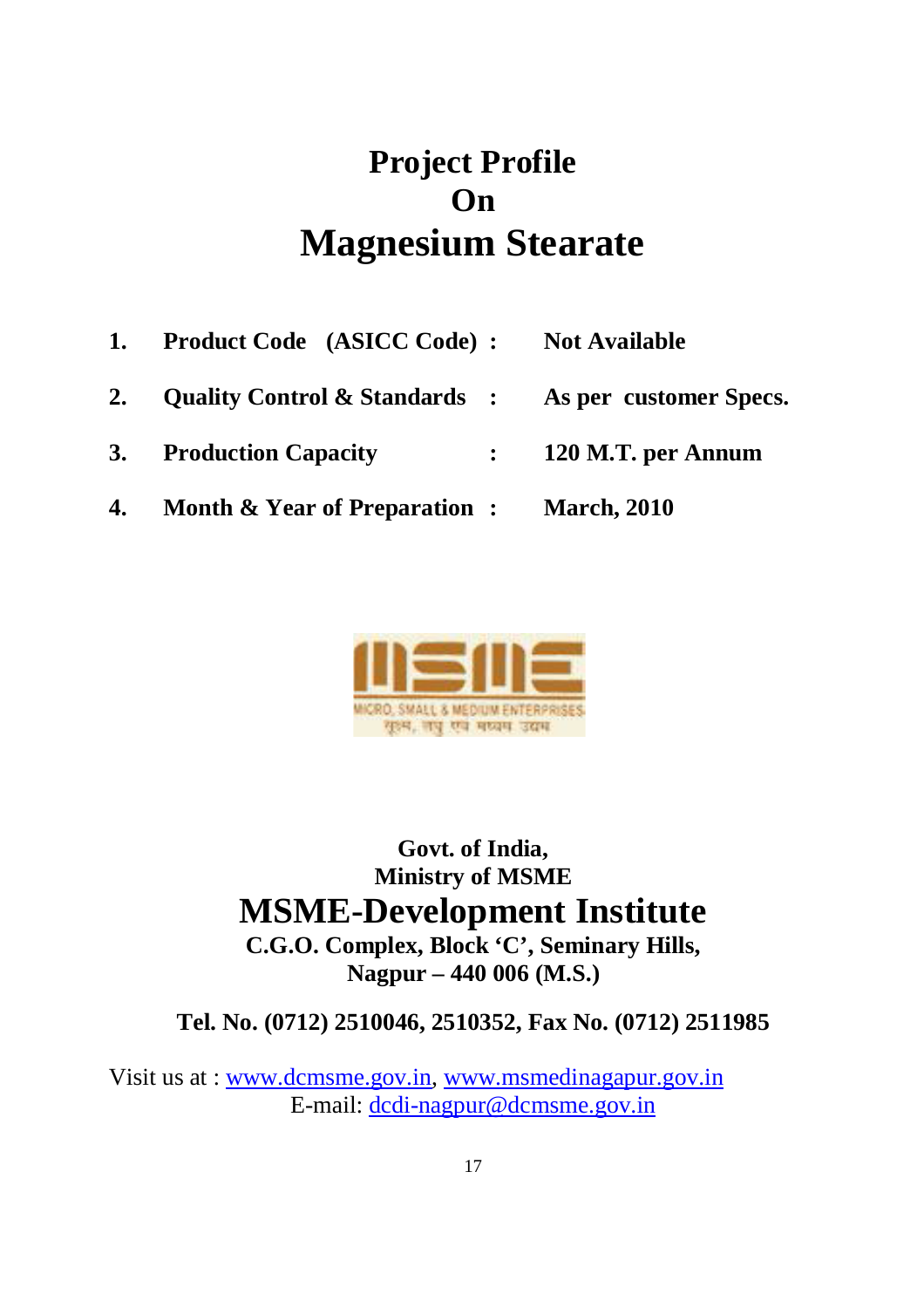# Project Profile On Magnesium Stearate

| | | | |
|---|---|---|---|
| **1.** | **Product Code (ASICC Code)** | **:** | **Not Available** |
| **2.** | **Quality Control & Standards** | **:** | **As per customer Specs.** |
| **3.** | **Production Capacity** | **:** | **120 M.T. per Annum** |
| **4.** | **Month & Year of Preparation** | **:** | **March, 2010** |

**Govt. of India,**
**Ministry of MSME**

## MSME-Development Institute

**C.G.O. Complex, Block 'C', Seminary Hills,**
**Nagpur – 440 006 (M.S.)**

**Tel. No. (0712) 2510046, 2510352, Fax No. (0712) 2511985**

Visit us at : www.dcmsme.gov.in, www.msmedinagapur.gov.in
E-mail: dcdi-nagpur@dcmsme.gov.in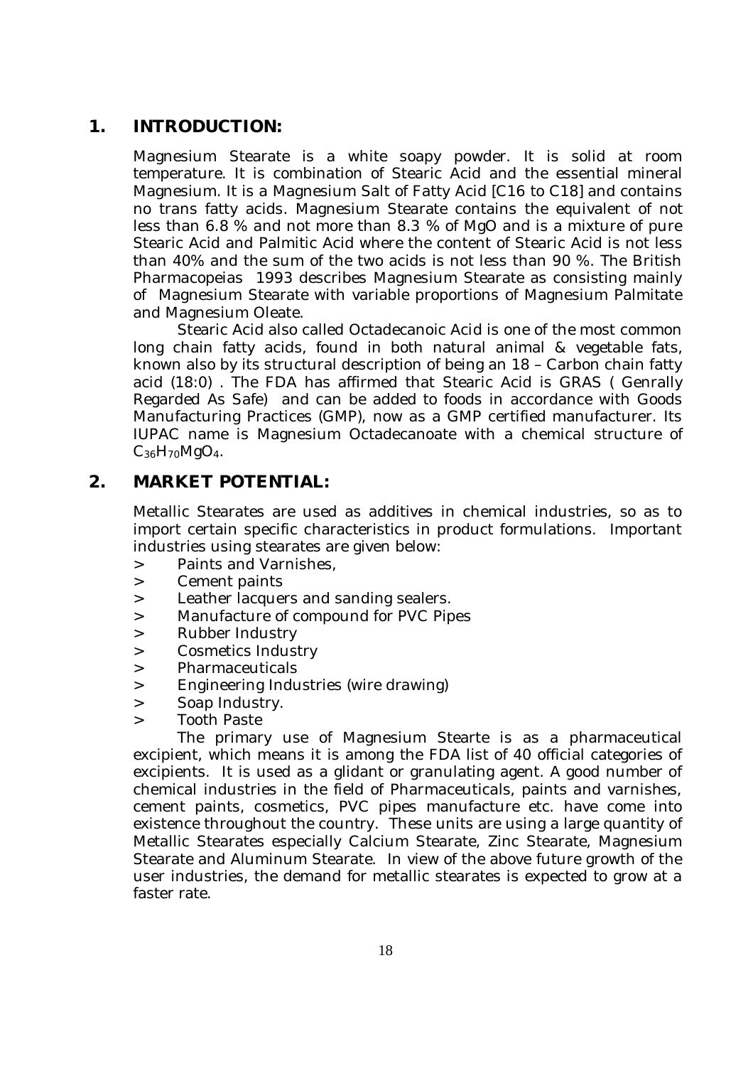## 1. INTRODUCTION:

Magnesium Stearate is a white soapy powder. It is solid at room temperature. It is combination of Stearic Acid and the essential mineral Magnesium. It is a Magnesium Salt of Fatty Acid [C16 to C18] and contains no trans fatty acids. Magnesium Stearate contains the equivalent of not less than 6.8 % and not more than 8.3 % of MgO and is a mixture of pure Stearic Acid and Palmitic Acid where the content of Stearic Acid is not less than 40% and the sum of the two acids is not less than 90 %. The British Pharmacopeias 1993 describes Magnesium Stearate as consisting mainly of Magnesium Stearate with variable proportions of Magnesium Palmitate and Magnesium Oleate.

Stearic Acid also called Octadecanoic Acid is one of the most common long chain fatty acids, found in both natural animal & vegetable fats, known also by its structural description of being an 18 – Carbon chain fatty acid (18:0) . The FDA has affirmed that Stearic Acid is GRAS ( Genrally Regarded As Safe) and can be added to foods in accordance with Goods Manufacturing Practices (GMP), now as a GMP certified manufacturer. Its IUPAC name is Magnesium Octadecanoate with a chemical structure of $C_{36}H_{70}MgO_4$.

## 2. MARKET POTENTIAL:

Metallic Stearates are used as additives in chemical industries, so as to import certain specific characteristics in product formulations. Important industries using stearates are given below:

- Paints and Varnishes,
- Cement paints
- Leather lacquers and sanding sealers.
- Manufacture of compound for PVC Pipes
- Rubber Industry
- Cosmetics Industry
- Pharmaceuticals
- Engineering Industries (wire drawing)
- Soap Industry.
- Tooth Paste

The primary use of Magnesium Stearte is as a pharmaceutical excipient, which means it is among the FDA list of 40 official categories of excipients. It is used as a glidant or granulating agent. A good number of chemical industries in the field of Pharmaceuticals, paints and varnishes, cement paints, cosmetics, PVC pipes manufacture etc. have come into existence throughout the country. These units are using a large quantity of Metallic Stearates especially Calcium Stearate, Zinc Stearate, Magnesium Stearate and Aluminum Stearate. In view of the above future growth of the user industries, the demand for metallic stearates is expected to grow at a faster rate.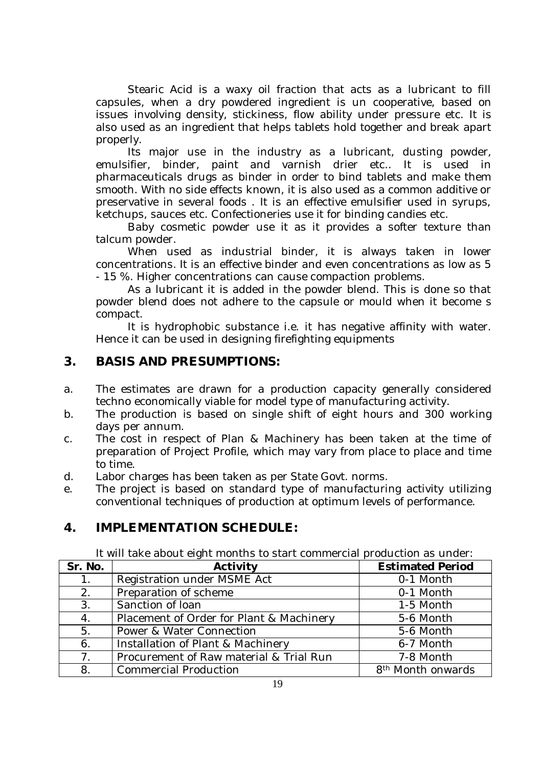Stearic Acid is a waxy oil fraction that acts as a lubricant to fill capsules, when a dry powdered ingredient is un cooperative, based on issues involving density, stickiness, flow ability under pressure etc. It is also used as an ingredient that helps tablets hold together and break apart properly.

Its major use in the industry as a lubricant, dusting powder, emulsifier, binder, paint and varnish drier etc.. It is used in pharmaceuticals drugs as binder in order to bind tablets and make them smooth. With no side effects known, it is also used as a common additive or preservative in several foods . It is an effective emulsifier used in syrups, ketchups, sauces etc. Confectioneries use it for binding candies etc.

Baby cosmetic powder use it as it provides a softer texture than talcum powder.

When used as industrial binder, it is always taken in lower concentrations. It is an effective binder and even concentrations as low as 5 - 15 %. Higher concentrations can cause compaction problems.

As a lubricant it is added in the powder blend. This is done so that powder blend does not adhere to the capsule or mould when it become s compact.

It is hydrophobic substance i.e. it has negative affinity with water. Hence it can be used in designing firefighting equipments

## 3. BASIS AND PRESUMPTIONS:

a. The estimates are drawn for a production capacity generally considered techno economically viable for model type of manufacturing activity.
b. The production is based on single shift of eight hours and 300 working days per annum.
c. The cost in respect of Plan & Machinery has been taken at the time of preparation of Project Profile, which may vary from place to place and time to time.
d. Labor charges has been taken as per State Govt. norms.
e. The project is based on standard type of manufacturing activity utilizing conventional techniques of production at optimum levels of performance.

## 4. IMPLEMENTATION SCHEDULE:

It will take about eight months to start commercial production as under:

| Sr. No. | Activity | Estimated Period |
|---|---|---|
| 1. | Registration under MSME Act | 0-1 Month |
| 2. | Preparation of scheme | 0-1 Month |
| 3. | Sanction of loan | 1-5 Month |
| 4. | Placement of Order for Plant & Machinery | 5-6 Month |
| 5. | Power & Water Connection | 5-6 Month |
| 6. | Installation of Plant & Machinery | 6-7 Month |
| 7. | Procurement of Raw material & Trial Run | 7-8 Month |
| 8. | Commercial Production | 8th Month onwards |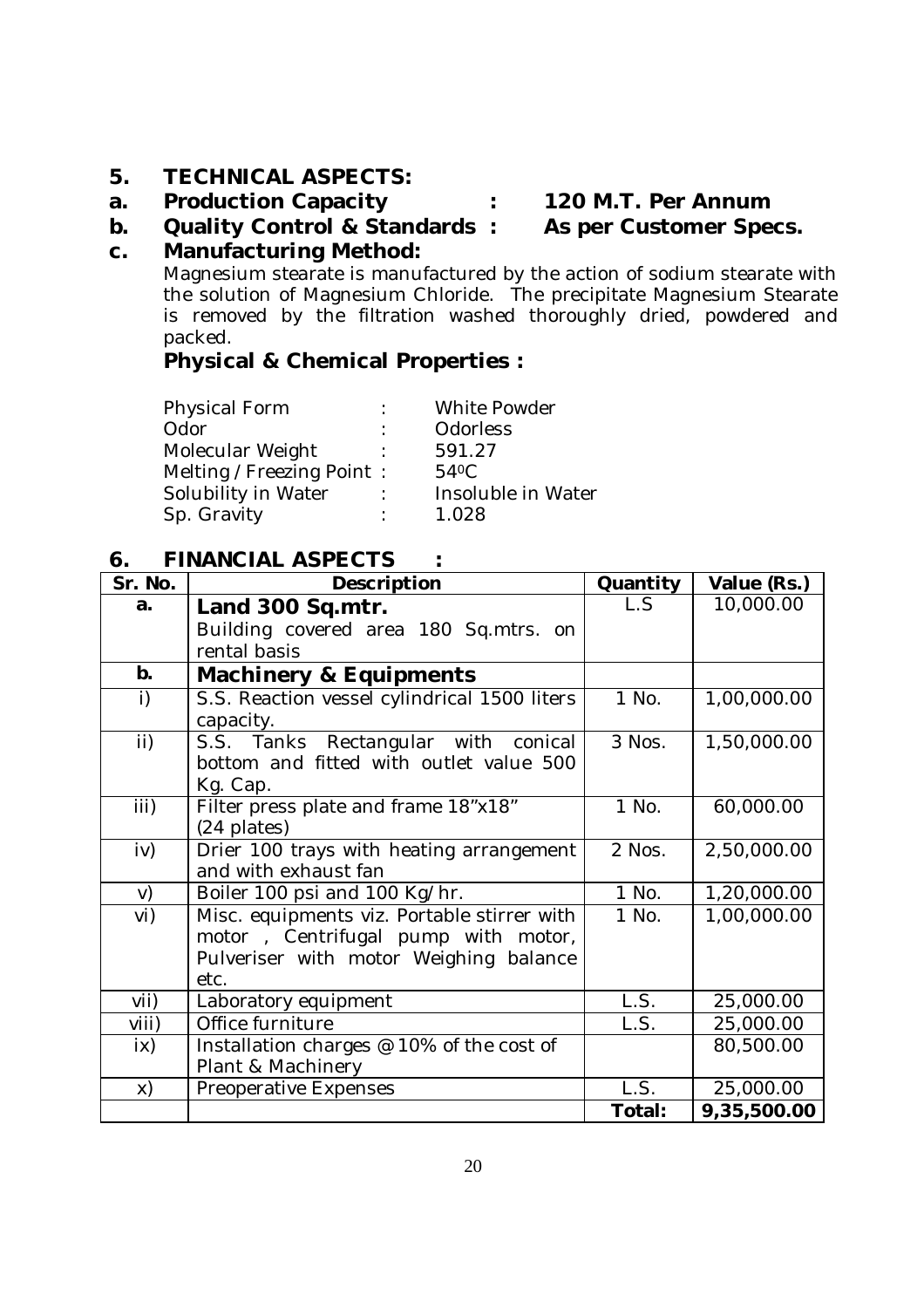## 5. TECHNICAL ASPECTS:

**a. Production Capacity : 120 M.T. Per Annum**

**b. Quality Control & Standards : As per Customer Specs.**

**c. Manufacturing Method:**

Magnesium stearate is manufactured by the action of sodium stearate with the solution of Magnesium Chloride. The precipitate Magnesium Stearate is removed by the filtration washed thoroughly dried, powdered and packed.

### Physical & Chemical Properties :

| | | |
|---|---|---|
| Physical Form | : | White Powder |
| Odor | : | Odorless |
| Molecular Weight | : | 591.27 |
| Melting / Freezing Point | : | 54$^{0}$C |
| Solubility in Water | : | Insoluble in Water |
| Sp. Gravity | : | 1.028 |

## 6. FINANCIAL ASPECTS :

| Sr. No. | Description | Quantity | Value (Rs.) |
|---|---|---|---|
| a. | **Land 300 Sq.mtr.** Building covered area 180 Sq.mtrs. on rental basis | L.S | 10,000.00 |
| b. | **Machinery & Equipments** | | |
| i) | S.S. Reaction vessel cylindrical 1500 liters capacity. | 1 No. | 1,00,000.00 |
| ii) | S.S. Tanks Rectangular with conical bottom and fitted with outlet value 500 Kg. Cap. | 3 Nos. | 1,50,000.00 |
| iii) | Filter press plate and frame 18"x18" (24 plates) | 1 No. | 60,000.00 |
| iv) | Drier 100 trays with heating arrangement and with exhaust fan | 2 Nos. | 2,50,000.00 |
| v) | Boiler 100 psi and 100 Kg/hr. | 1 No. | 1,20,000.00 |
| vi) | Misc. equipments viz. Portable stirrer with motor , Centrifugal pump with motor, Pulveriser with motor Weighing balance etc. | 1 No. | 1,00,000.00 |
| vii) | Laboratory equipment | L.S. | 25,000.00 |
| viii) | Office furniture | L.S. | 25,000.00 |
| ix) | Installation charges @ 10% of the cost of Plant & Machinery | | 80,500.00 |
| x) | Preoperative Expenses | L.S. | 25,000.00 |
| | | **Total:** | **9,35,500.00** |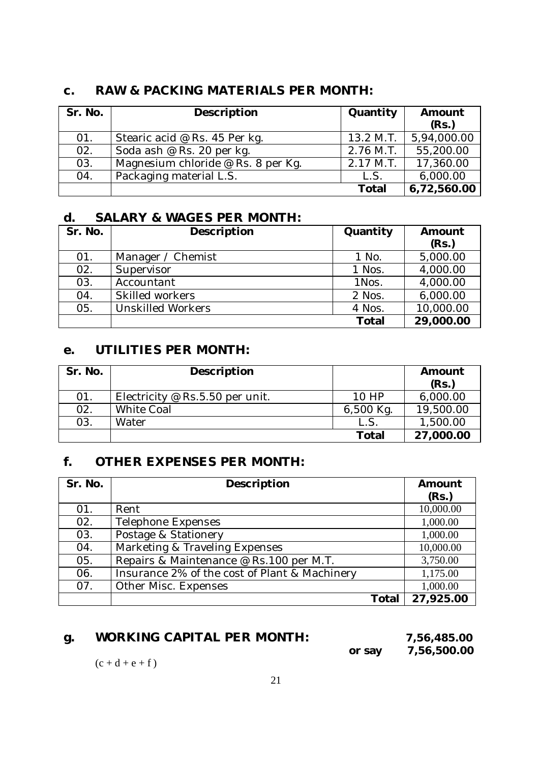## c. RAW & PACKING MATERIALS PER MONTH:

| Sr. No. | Description | Quantity | Amount (Rs.) |
|---|---|---|---|
| 01. | Stearic acid @ Rs. 45 Per kg. | 13.2 M.T. | 5,94,000.00 |
| 02. | Soda ash @ Rs. 20 per kg. | 2.76 M.T. | 55,200.00 |
| 03. | Magnesium chloride @ Rs. 8 per Kg. | 2.17 M.T. | 17,360.00 |
| 04. | Packaging material L.S. | L.S. | 6,000.00 |
| | | **Total** | **6,72,560.00** |

## d. SALARY & WAGES PER MONTH:

| Sr. No. | Description | Quantity | Amount (Rs.) |
|---|---|---|---|
| 01. | Manager / Chemist | 1 No. | 5,000.00 |
| 02. | Supervisor | 1 Nos. | 4,000.00 |
| 03. | Accountant | 1Nos. | 4,000.00 |
| 04. | Skilled workers | 2 Nos. | 6,000.00 |
| 05. | Unskilled Workers | 4 Nos. | 10,000.00 |
| | | **Total** | **29,000.00** |

## e. UTILITIES PER MONTH:

| Sr. No. | Description | | Amount (Rs.) |
|---|---|---|---|
| 01. | Electricity @ Rs.5.50 per unit. | 10 HP | 6,000.00 |
| 02. | White Coal | 6,500 Kg. | 19,500.00 |
| 03. | Water | L.S. | 1,500.00 |
| | | **Total** | **27,000.00** |

## f. OTHER EXPENSES PER MONTH:

| Sr. No. | Description | Amount (Rs.) |
|---|---|---|
| 01. | Rent | 10,000.00 |
| 02. | Telephone Expenses | 1,000.00 |
| 03. | Postage & Stationery | 1,000.00 |
| 04. | Marketing & Traveling Expenses | 10,000.00 |
| 05. | Repairs & Maintenance @ Rs.100 per M.T. | 3,750.00 |
| 06. | Insurance 2% of the cost of Plant & Machinery | 1,175.00 |
| 07. | Other Misc. Expenses | 1,000.00 |
| | **Total** | **27,925.00** |

## g. WORKING CAPITAL PER MONTH: **7,56,485.00**

**or say 7,56,500.00**

$(c + d + e + f)$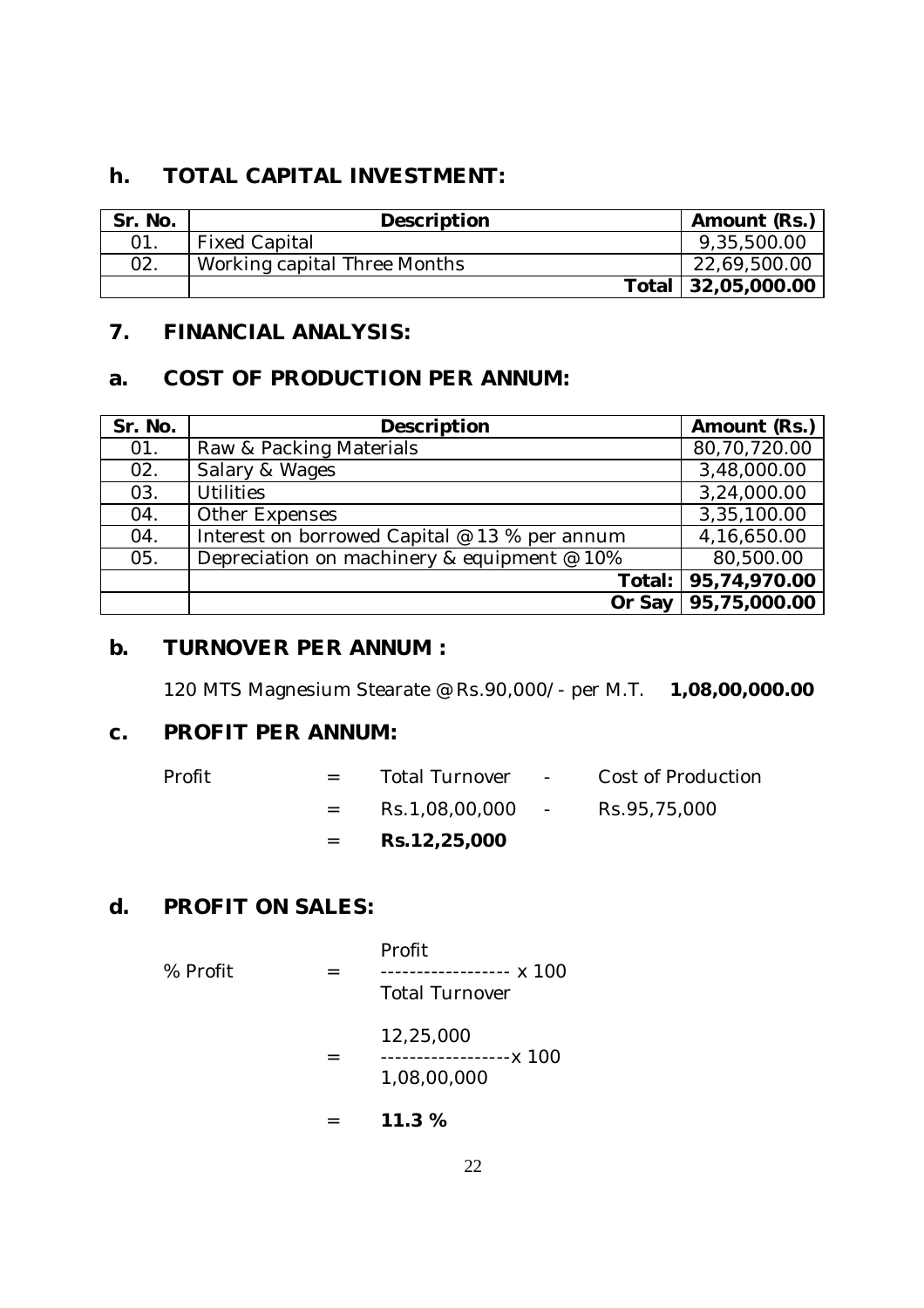## h. TOTAL CAPITAL INVESTMENT:

| Sr. No. | Description | Amount (Rs.) |
|---|---|---|
| 01. | Fixed Capital | 9,35,500.00 |
| 02. | Working capital Three Months | 22,69,500.00 |
| | **Total** | **32,05,000.00** |

## 7. FINANCIAL ANALYSIS:

## a. COST OF PRODUCTION PER ANNUM:

| Sr. No. | Description | Amount (Rs.) |
|---|---|---|
| 01. | Raw & Packing Materials | 80,70,720.00 |
| 02. | Salary & Wages | 3,48,000.00 |
| 03. | Utilities | 3,24,000.00 |
| 04. | Other Expenses | 3,35,100.00 |
| 04. | Interest on borrowed Capital @ 13 % per annum | 4,16,650.00 |
| 05. | Depreciation on machinery & equipment @ 10% | 80,500.00 |
| | **Total:** | **95,74,970.00** |
| | **Or Say** | **95,75,000.00** |

## b. TURNOVER PER ANNUM :

120 MTS Magnesium Stearate @ Rs.90,000/- per M.T. **1,08,00,000.00**

## c. PROFIT PER ANNUM:

Profit = Total Turnover - Cost of Production

= Rs.1,08,00,000 - Rs.95,75,000

= **Rs.12,25,000**

## d. PROFIT ON SALES:

$$\% \text{ Profit} = \frac{\text{Profit}}{\text{Total Turnover}} \times 100$$

$$= \frac{12,25,000}{1,08,00,000} \times 100$$

= **11.3 %**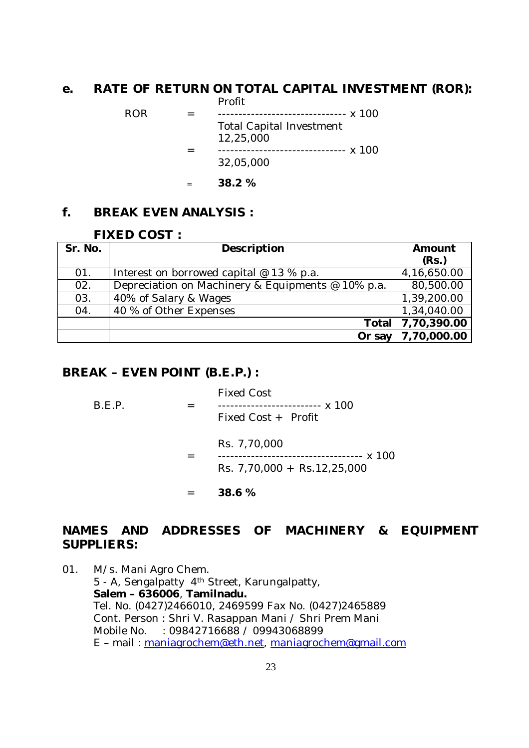## e. RATE OF RETURN ON TOTAL CAPITAL INVESTMENT (ROR):

$$\text{ROR} = \frac{\text{Profit}}{\text{Total Capital Investment}} \times 100$$

$$= \frac{12,25,000}{32,05,000} \times 100$$

$$= \mathbf{38.2\ \%}$$

## f. BREAK EVEN ANALYSIS :

### FIXED COST :

| Sr. No. | Description | Amount (Rs.) |
|---|---|---|
| 01. | Interest on borrowed capital @ 13 % p.a. | 4,16,650.00 |
| 02. | Depreciation on Machinery & Equipments @ 10% p.a. | 80,500.00 |
| 03. | 40% of Salary & Wages | 1,39,200.00 |
| 04. | 40 % of Other Expenses | 1,34,040.00 |
| | **Total** | **7,70,390.00** |
| | **Or say** | **7,70,000.00** |

## BREAK – EVEN POINT (B.E.P.) :

$$\text{B.E.P.} = \frac{\text{Fixed Cost}}{\text{Fixed Cost + Profit}} \times 100$$

$$= \frac{\text{Rs. } 7,70,000}{\text{Rs. } 7,70,000 + \text{Rs.}12,25,000} \times 100$$

$$= \mathbf{38.6\ \%}$$

## NAMES AND ADDRESSES OF MACHINERY & EQUIPMENT SUPPLIERS:

01. M/s. Mani Agro Chem.
    5 - A, Sengalpatty 4th Street, Karungalpatty,
    **Salem – 636006**, **Tamilnadu.**
    Tel. No. (0427)2466010, 2469599 Fax No. (0427)2465889
    Cont. Person : Shri V. Rasappan Mani / Shri Prem Mani
    Mobile No. : 09842716688 / 09943068899
    E – mail : maniagrochem@eth.net, maniagrochem@gmail.com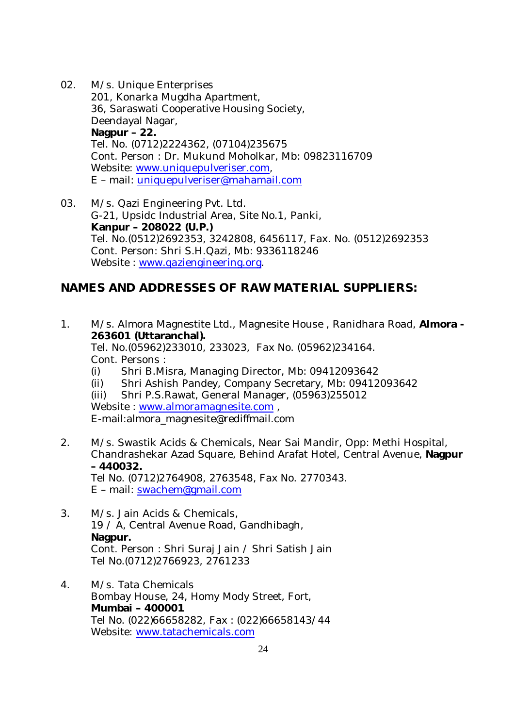02. M/s. Unique Enterprises  
201, Konarka Mugdha Apartment,  
36, Saraswati Cooperative Housing Society,  
Deendayal Nagar,  
**Nagpur – 22.**  
Tel. No. (0712)2224362, (07104)235675  
Cont. Person : Dr. Mukund Moholkar, Mb: 09823116709  
Website: www.uniquepulveriser.com,  
E – mail: uniquepulveriser@mahamail.com

03. M/s. Qazi Engineering Pvt. Ltd.  
G-21, Upsidc Industrial Area, Site No.1, Panki,  
**Kanpur – 208022 (U.P.)**  
Tel. No.(0512)2692353, 3242808, 6456117, Fax. No. (0512)2692353  
Cont. Person: Shri S.H.Qazi, Mb: 9336118246  
Website : www.qaziengineering.org.

## NAMES AND ADDRESSES OF RAW MATERIAL SUPPLIERS:

1. M/s. Almora Magnestite Ltd., Magnesite House , Ranidhara Road, **Almora - 263601 (Uttaranchal).**  
   Tel. No.(05962)233010, 233023, Fax No. (05962)234164.  
   Cont. Persons :  
   (i) Shri B.Misra, Managing Director, Mb: 09412093642  
   (ii) Shri Ashish Pandey, Company Secretary, Mb: 09412093642  
   (iii) Shri P.S.Rawat, General Manager, (05963)255012  
   Website : www.almoramagnesite.com ,  
   E-mail:almora_magnesite@rediffmail.com

2. M/s. Swastik Acids & Chemicals, Near Sai Mandir, Opp: Methi Hospital, Chandrashekar Azad Square, Behind Arafat Hotel, Central Avenue, **Nagpur – 440032.**  
   Tel No. (0712)2764908, 2763548, Fax No. 2770343.  
   E – mail: swachem@gmail.com

3. M/s. Jain Acids & Chemicals,  
   19 / A, Central Avenue Road, Gandhibagh,  
   **Nagpur.**  
   Cont. Person : Shri Suraj Jain / Shri Satish Jain  
   Tel No.(0712)2766923, 2761233

4. M/s. Tata Chemicals  
   Bombay House, 24, Homy Mody Street, Fort,  
   **Mumbai – 400001**  
   Tel No. (022)66658282, Fax : (022)66658143/44  
   Website: www.tatachemicals.com